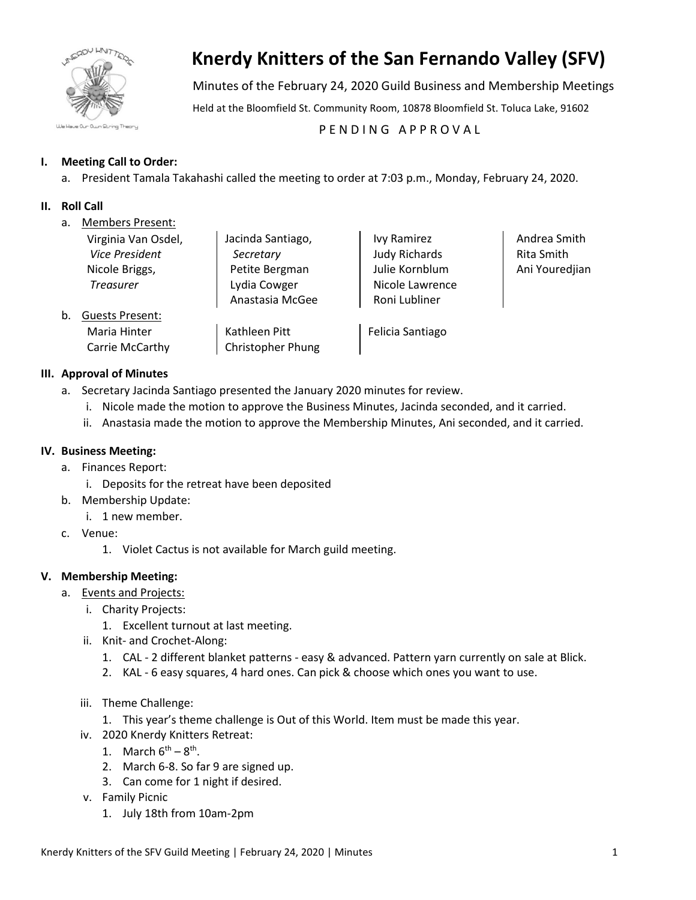# Knerdy Knitters of the San Fernando Valley (SFV)

Minutes of the February 24, 2020 Guild Business and Membership Meetings

Held at the Bloomfield St. Community Room, 10878 Bloomfield St. Toluca Lake, 91602

P E N D I N G   A P P R O V A L

**I. Meeting Call to Order:**

a. President Tamala Takahashi called the meeting to order at 7:03 p.m., Monday, February 24, 2020.

**II. Roll Call**

a. Members Present:

| | | | |
|---|---|---|---|
| Virginia Van Osdel, *Vice President* | Jacinda Santiago, *Secretary* | Ivy Ramirez | Andrea Smith |
| Nicole Briggs, *Treasurer* | Petite Bergman | Judy Richards | Rita Smith |
| | Lydia Cowger | Julie Kornblum | Ani Youredjian |
| | Anastasia McGee | Nicole Lawrence | |
| | | Roni Lubliner | |

b. Guests Present:

| | | |
|---|---|---|
| Maria Hinter | Kathleen Pitt | Felicia Santiago |
| Carrie McCarthy | Christopher Phung | |

**III. Approval of Minutes**

a. Secretary Jacinda Santiago presented the January 2020 minutes for review.
   i. Nicole made the motion to approve the Business Minutes, Jacinda seconded, and it carried.
   ii. Anastasia made the motion to approve the Membership Minutes, Ani seconded, and it carried.

**IV. Business Meeting:**

a. Finances Report:
   i. Deposits for the retreat have been deposited
b. Membership Update:
   i. 1 new member.
c. Venue:
   1. Violet Cactus is not available for March guild meeting.

**V. Membership Meeting:**

a. Events and Projects:
   i. Charity Projects:
      1. Excellent turnout at last meeting.
   ii. Knit- and Crochet-Along:
      1. CAL - 2 different blanket patterns - easy & advanced. Pattern yarn currently on sale at Blick.
      2. KAL - 6 easy squares, 4 hard ones. Can pick & choose which ones you want to use.
   iii. Theme Challenge:
      1. This year's theme challenge is Out of this World. Item must be made this year.
   iv. 2020 Knerdy Knitters Retreat:
      1. March 6th – 8th.
      2. March 6-8. So far 9 are signed up.
      3. Can come for 1 night if desired.
   v. Family Picnic
      1. July 18th from 10am-2pm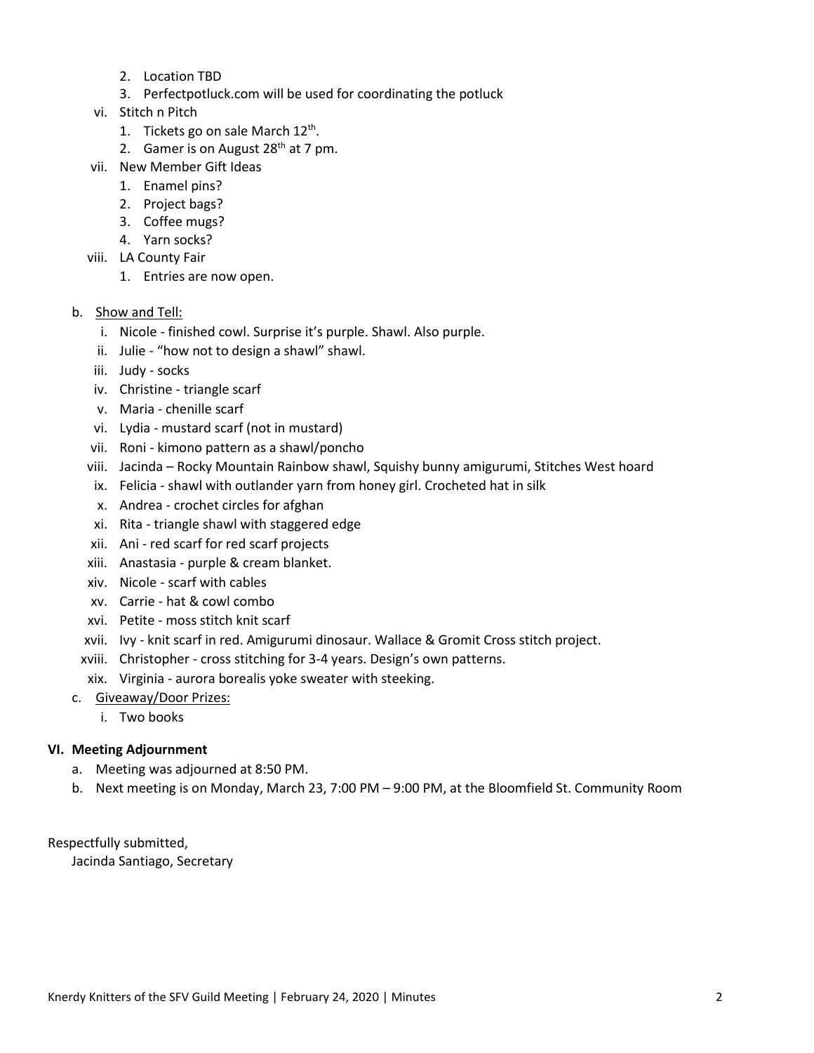2. Location TBD
3. Perfectpotluck.com will be used for coordinating the potluck

vi. Stitch n Pitch

1. Tickets go on sale March 12th.
2. Gamer is on August 28th at 7 pm.

vii. New Member Gift Ideas

1. Enamel pins?
2. Project bags?
3. Coffee mugs?
4. Yarn socks?

viii. LA County Fair

1. Entries are now open.

b. Show and Tell:

i. Nicole - finished cowl. Surprise it's purple. Shawl. Also purple.
ii. Julie - "how not to design a shawl" shawl.
iii. Judy - socks
iv. Christine - triangle scarf
v. Maria - chenille scarf
vi. Lydia - mustard scarf (not in mustard)
vii. Roni - kimono pattern as a shawl/poncho
viii. Jacinda – Rocky Mountain Rainbow shawl, Squishy bunny amigurumi, Stitches West hoard
ix. Felicia - shawl with outlander yarn from honey girl. Crocheted hat in silk
x. Andrea - crochet circles for afghan
xi. Rita - triangle shawl with staggered edge
xii. Ani - red scarf for red scarf projects
xiii. Anastasia - purple & cream blanket.
xiv. Nicole - scarf with cables
xv. Carrie - hat & cowl combo
xvi. Petite - moss stitch knit scarf
xvii. Ivy - knit scarf in red. Amigurumi dinosaur. Wallace & Gromit Cross stitch project.
xviii. Christopher - cross stitching for 3-4 years. Design's own patterns.
xix. Virginia - aurora borealis yoke sweater with steeking.

c. Giveaway/Door Prizes:

i. Two books

**VI. Meeting Adjournment**

a. Meeting was adjourned at 8:50 PM.
b. Next meeting is on Monday, March 23, 7:00 PM – 9:00 PM, at the Bloomfield St. Community Room

Respectfully submitted,
Jacinda Santiago, Secretary